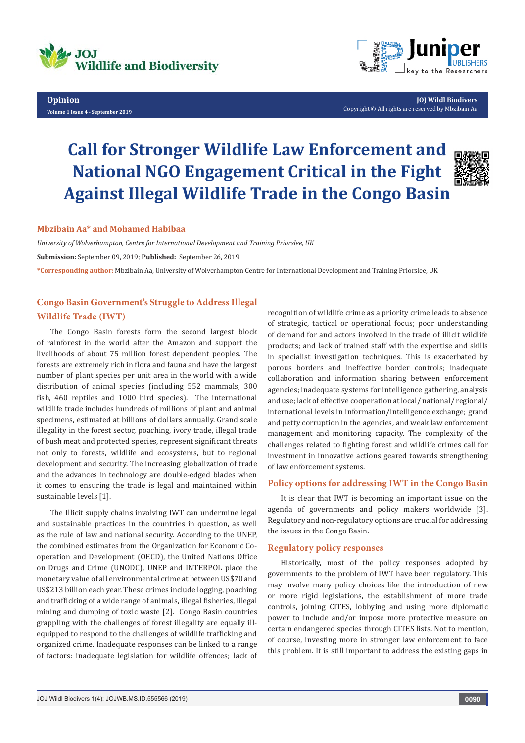Opinion

Volume 1 Issue 4 - September 2019

# Call for Stronger Wildlife Law Enforcement and National NGO Engagement Critical in the Fight Against Illegal Wildlife Trade in the Congo Basin

**Mbzibain Aa* and Mohamed Habibaa**

*University of Wolverhampton, Centre for International Development and Training Priorslee, UK*

**Submission:** September 09, 2019; **Published:** September 26, 2019

***Corresponding author:** Mbzibain Aa, University of Wolverhampton Centre for International Development and Training Priorslee, UK

## Congo Basin Government's Struggle to Address Illegal Wildlife Trade (IWT)

The Congo Basin forests form the second largest block of rainforest in the world after the Amazon and support the livelihoods of about 75 million forest dependent peoples. The forests are extremely rich in flora and fauna and have the largest number of plant species per unit area in the world with a wide distribution of animal species (including 552 mammals, 300 fish, 460 reptiles and 1000 bird species). The international wildlife trade includes hundreds of millions of plant and animal specimens, estimated at billions of dollars annually. Grand scale illegality in the forest sector, poaching, ivory trade, illegal trade of bush meat and protected species, represent significant threats not only to forests, wildlife and ecosystems, but to regional development and security. The increasing globalization of trade and the advances in technology are double-edged blades when it comes to ensuring the trade is legal and maintained within sustainable levels [1].

The Illicit supply chains involving IWT can undermine legal and sustainable practices in the countries in question, as well as the rule of law and national security. According to the UNEP, the combined estimates from the Organization for Economic Co-operation and Development (OECD), the United Nations Office on Drugs and Crime (UNODC), UNEP and INTERPOL place the monetary value of all environmental crime at between US$70 and US$213 billion each year. These crimes include logging, poaching and trafficking of a wide range of animals, illegal fisheries, illegal mining and dumping of toxic waste [2]. Congo Basin countries grappling with the challenges of forest illegality are equally ill-equipped to respond to the challenges of wildlife trafficking and organized crime. Inadequate responses can be linked to a range of factors: inadequate legislation for wildlife offences; lack of recognition of wildlife crime as a priority crime leads to absence of strategic, tactical or operational focus; poor understanding of demand for and actors involved in the trade of illicit wildlife products; and lack of trained staff with the expertise and skills in specialist investigation techniques. This is exacerbated by porous borders and ineffective border controls; inadequate collaboration and information sharing between enforcement agencies; inadequate systems for intelligence gathering, analysis and use; lack of effective cooperation at local/ national/ regional/ international levels in information/intelligence exchange; grand and petty corruption in the agencies, and weak law enforcement management and monitoring capacity. The complexity of the challenges related to fighting forest and wildlife crimes call for investment in innovative actions geared towards strengthening of law enforcement systems.

## Policy options for addressing IWT in the Congo Basin

It is clear that IWT is becoming an important issue on the agenda of governments and policy makers worldwide [3]. Regulatory and non-regulatory options are crucial for addressing the issues in the Congo Basin.

### Regulatory policy responses

Historically, most of the policy responses adopted by governments to the problem of IWT have been regulatory. This may involve many policy choices like the introduction of new or more rigid legislations, the establishment of more trade controls, joining CITES, lobbying and using more diplomatic power to include and/or impose more protective measure on certain endangered species through CITES lists. Not to mention, of course, investing more in stronger law enforcement to face this problem. It is still important to address the existing gaps in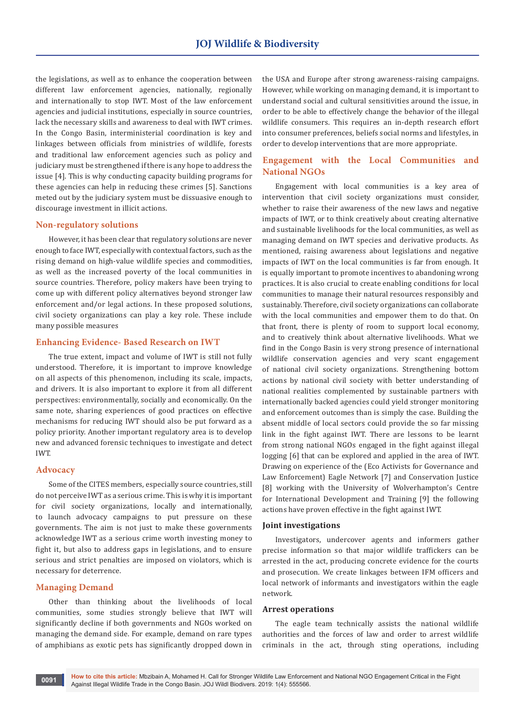the legislations, as well as to enhance the cooperation between different law enforcement agencies, nationally, regionally and internationally to stop IWT. Most of the law enforcement agencies and judicial institutions, especially in source countries, lack the necessary skills and awareness to deal with IWT crimes. In the Congo Basin, interministerial coordination is key and linkages between officials from ministries of wildlife, forests and traditional law enforcement agencies such as policy and judiciary must be strengthened if there is any hope to address the issue [4]. This is why conducting capacity building programs for these agencies can help in reducing these crimes [5]. Sanctions meted out by the judiciary system must be dissuasive enough to discourage investment in illicit actions.

## Non-regulatory solutions

However, it has been clear that regulatory solutions are never enough to face IWT, especially with contextual factors, such as the rising demand on high-value wildlife species and commodities, as well as the increased poverty of the local communities in source countries. Therefore, policy makers have been trying to come up with different policy alternatives beyond stronger law enforcement and/or legal actions. In these proposed solutions, civil society organizations can play a key role. These include many possible measures

## Enhancing Evidence- Based Research on IWT

The true extent, impact and volume of IWT is still not fully understood. Therefore, it is important to improve knowledge on all aspects of this phenomenon, including its scale, impacts, and drivers. It is also important to explore it from all different perspectives: environmentally, socially and economically. On the same note, sharing experiences of good practices on effective mechanisms for reducing IWT should also be put forward as a policy priority. Another important regulatory area is to develop new and advanced forensic techniques to investigate and detect IWT.

## Advocacy

Some of the CITES members, especially source countries, still do not perceive IWT as a serious crime. This is why it is important for civil society organizations, locally and internationally, to launch advocacy campaigns to put pressure on these governments. The aim is not just to make these governments acknowledge IWT as a serious crime worth investing money to fight it, but also to address gaps in legislations, and to ensure serious and strict penalties are imposed on violators, which is necessary for deterrence.

## Managing Demand

Other than thinking about the livelihoods of local communities, some studies strongly believe that IWT will significantly decline if both governments and NGOs worked on managing the demand side. For example, demand on rare types of amphibians as exotic pets has significantly dropped down in the USA and Europe after strong awareness-raising campaigns. However, while working on managing demand, it is important to understand social and cultural sensitivities around the issue, in order to be able to effectively change the behavior of the illegal wildlife consumers. This requires an in-depth research effort into consumer preferences, beliefs social norms and lifestyles, in order to develop interventions that are more appropriate.

## Engagement with the Local Communities and National NGOs

Engagement with local communities is a key area of intervention that civil society organizations must consider, whether to raise their awareness of the new laws and negative impacts of IWT, or to think creatively about creating alternative and sustainable livelihoods for the local communities, as well as managing demand on IWT species and derivative products. As mentioned, raising awareness about legislations and negative impacts of IWT on the local communities is far from enough. It is equally important to promote incentives to abandoning wrong practices. It is also crucial to create enabling conditions for local communities to manage their natural resources responsibly and sustainably. Therefore, civil society organizations can collaborate with the local communities and empower them to do that. On that front, there is plenty of room to support local economy, and to creatively think about alternative livelihoods. What we find in the Congo Basin is very strong presence of international wildlife conservation agencies and very scant engagement of national civil society organizations. Strengthening bottom actions by national civil society with better understanding of national realities complemented by sustainable partners with internationally backed agencies could yield stronger monitoring and enforcement outcomes than is simply the case. Building the absent middle of local sectors could provide the so far missing link in the fight against IWT. There are lessons to be learnt from strong national NGOs engaged in the fight against illegal logging [6] that can be explored and applied in the area of IWT. Drawing on experience of the (Eco Activists for Governance and Law Enforcement) Eagle Network [7] and Conservation Justice [8] working with the University of Wolverhampton's Centre for International Development and Training [9] the following actions have proven effective in the fight against IWT.

### Joint investigations

Investigators, undercover agents and informers gather precise information so that major wildlife traffickers can be arrested in the act, producing concrete evidence for the courts and prosecution. We create linkages between IFM officers and local network of informants and investigators within the eagle network.

### Arrest operations

The eagle team technically assists the national wildlife authorities and the forces of law and order to arrest wildlife criminals in the act, through sting operations, including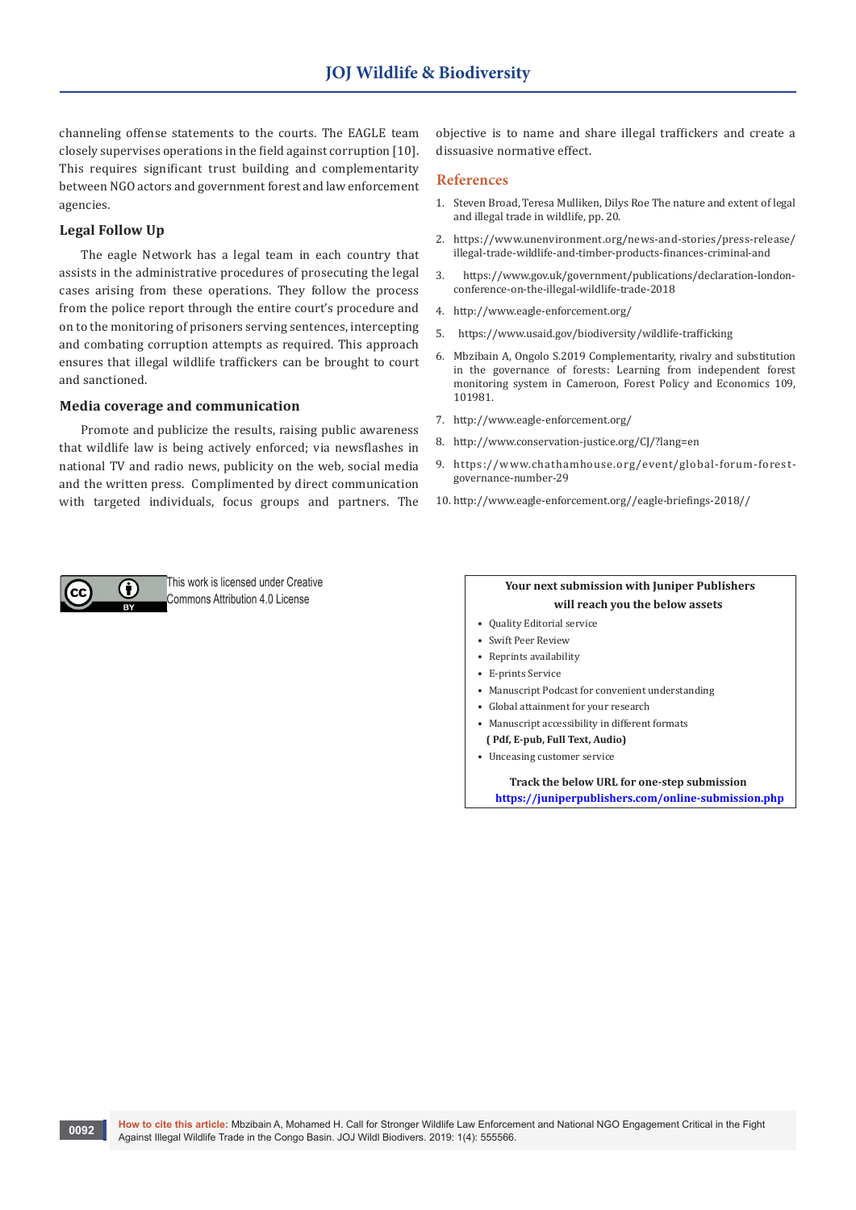channeling offense statements to the courts. The EAGLE team closely supervises operations in the field against corruption [10]. This requires significant trust building and complementarity between NGO actors and government forest and law enforcement agencies.

### Legal Follow Up

The eagle Network has a legal team in each country that assists in the administrative procedures of prosecuting the legal cases arising from these operations. They follow the process from the police report through the entire court's procedure and on to the monitoring of prisoners serving sentences, intercepting and combating corruption attempts as required. This approach ensures that illegal wildlife traffickers can be brought to court and sanctioned.

### Media coverage and communication

Promote and publicize the results, raising public awareness that wildlife law is being actively enforced; via newsflashes in national TV and radio news, publicity on the web, social media and the written press. Complimented by direct communication with targeted individuals, focus groups and partners. The objective is to name and share illegal traffickers and create a dissuasive normative effect.

## References

1. Steven Broad, Teresa Mulliken, Dilys Roe The nature and extent of legal and illegal trade in wildlife, pp. 20.
2. https://www.unenvironment.org/news-and-stories/press-release/illegal-trade-wildlife-and-timber-products-finances-criminal-and
3. https://www.gov.uk/government/publications/declaration-london-conference-on-the-illegal-wildlife-trade-2018
4. http://www.eagle-enforcement.org/
5. https://www.usaid.gov/biodiversity/wildlife-trafficking
6. Mbzibain A, Ongolo S.2019 Complementarity, rivalry and substitution in the governance of forests: Learning from independent forest monitoring system in Cameroon, Forest Policy and Economics 109, 101981.
7. http://www.eagle-enforcement.org/
8. http://www.conservation-justice.org/CJ/?lang=en
9. https://www.chathamhouse.org/event/global-forum-forest-governance-number-29
10. http://www.eagle-enforcement.org//eagle-briefings-2018//

This work is licensed under Creative Commons Attribution 4.0 License

**Your next submission with Juniper Publishers will reach you the below assets**

- Quality Editorial service
- Swift Peer Review
- Reprints availability
- E-prints Service
- Manuscript Podcast for convenient understanding
- Global attainment for your research
- Manuscript accessibility in different formats
  **( Pdf, E-pub, Full Text, Audio)**
- Unceasing customer service

**Track the below URL for one-step submission**
**https://juniperpublishers.com/online-submission.php**

**How to cite this article:** Mbzibain A, Mohamed H. Call for Stronger Wildlife Law Enforcement and National NGO Engagement Critical in the Fight Against Illegal Wildlife Trade in the Congo Basin. JOJ Wildl Biodivers. 2019: 1(4): 555566.